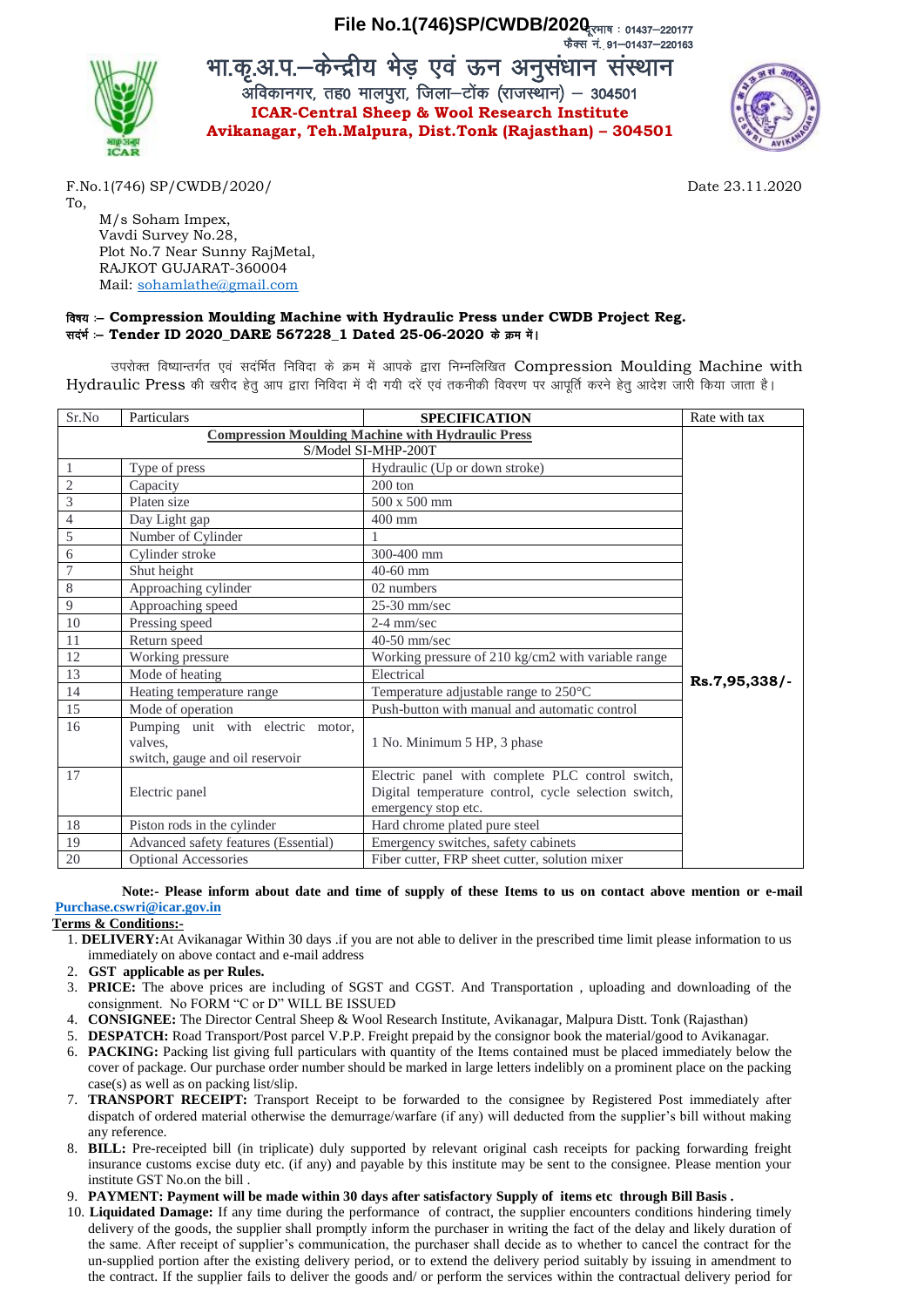# File No.1(746)SP/CWDB/2020

दूरभाष : 01437–220177
फैक्स नं. 91–01437–220163

## भा.कृ.अ.प.–केन्द्रीय भेड़ एवं ऊन अनुसंधान संस्थान

अविकानगर, तह0 मालपुरा, जिला–टोंक (राजस्थान) – 304501

**ICAR-Central Sheep & Wool Research Institute**

**Avikanagar, Teh.Malpura, Dist.Tonk (Rajasthan) – 304501**

F.No.1(746) SP/CWDB/2020/ Date 23.11.2020

To,

M/s Soham Impex,
Vavdi Survey No.28,
Plot No.7 Near Sunny RajMetal,
RAJKOT GUJARAT-360004
Mail: sohamlathe@gmail.com

**विषय :– Compression Moulding Machine with Hydraulic Press under CWDB Project Reg.**
**संदर्भ :– Tender ID 2020_DARE 567228_1 Dated 25-06-2020 के क्रम में।**

उपरोक्त विष्यान्तर्गत एवं संदर्भित निविदा के क्रम में आपके द्वारा निम्नलिखित Compression Moulding Machine with Hydraulic Press की खरीद हेतु आप द्वारा निविदा में दी गयी दरें एवं तकनीकी विवरण पर आपूर्ति करने हेतु आदेश जारी किया जाता है।

| Sr.No | Particulars | SPECIFICATION | Rate with tax |
|---|---|---|---|
| | | **Compression Moulding Machine with Hydraulic Press** S/Model SI-MHP-200T | |
| 1 | Type of press | Hydraulic (Up or down stroke) | |
| 2 | Capacity | 200 ton | |
| 3 | Platen size | 500 x 500 mm | |
| 4 | Day Light gap | 400 mm | |
| 5 | Number of Cylinder | 1 | |
| 6 | Cylinder stroke | 300-400 mm | |
| 7 | Shut height | 40-60 mm | |
| 8 | Approaching cylinder | 02 numbers | |
| 9 | Approaching speed | 25-30 mm/sec | |
| 10 | Pressing speed | 2-4 mm/sec | |
| 11 | Return speed | 40-50 mm/sec | |
| 12 | Working pressure | Working pressure of 210 kg/cm2 with variable range | |
| 13 | Mode of heating | Electrical | **Rs.7,95,338/-** |
| 14 | Heating temperature range | Temperature adjustable range to 250°C | |
| 15 | Mode of operation | Push-button with manual and automatic control | |
| 16 | Pumping unit with electric motor, valves, switch, gauge and oil reservoir | 1 No. Minimum 5 HP, 3 phase | |
| 17 | Electric panel | Electric panel with complete PLC control switch, Digital temperature control, cycle selection switch, emergency stop etc. | |
| 18 | Piston rods in the cylinder | Hard chrome plated pure steel | |
| 19 | Advanced safety features (Essential) | Emergency switches, safety cabinets | |
| 20 | Optional Accessories | Fiber cutter, FRP sheet cutter, solution mixer | |

**Note:- Please inform about date and time of supply of these Items to us on contact above mention or e-mail Purchase.cswri@icar.gov.in**

**Terms & Conditions:-**

1. **DELIVERY:** At Avikanagar Within 30 days .if you are not able to deliver in the prescribed time limit please information to us immediately on above contact and e-mail address
2. **GST applicable as per Rules.**
3. **PRICE:** The above prices are including of SGST and CGST. And Transportation , uploading and downloading of the consignment. No FORM "C or D" WILL BE ISSUED
4. **CONSIGNEE:** The Director Central Sheep & Wool Research Institute, Avikanagar, Malpura Distt. Tonk (Rajasthan)
5. **DESPATCH:** Road Transport/Post parcel V.P.P. Freight prepaid by the consignor book the material/good to Avikanagar.
6. **PACKING:** Packing list giving full particulars with quantity of the Items contained must be placed immediately below the cover of package. Our purchase order number should be marked in large letters indelibly on a prominent place on the packing case(s) as well as on packing list/slip.
7. **TRANSPORT RECEIPT:** Transport Receipt to be forwarded to the consignee by Registered Post immediately after dispatch of ordered material otherwise the demurrage/warfare (if any) will deducted from the supplier's bill without making any reference.
8. **BILL:** Pre-receipted bill (in triplicate) duly supported by relevant original cash receipts for packing forwarding freight insurance customs excise duty etc. (if any) and payable by this institute may be sent to the consignee. Please mention your institute GST No.on the bill .
9. **PAYMENT: Payment will be made within 30 days after satisfactory Supply of items etc through Bill Basis .**
10. **Liquidated Damage:** If any time during the performance of contract, the supplier encounters conditions hindering timely delivery of the goods, the supplier shall promptly inform the purchaser in writing the fact of the delay and likely duration of the same. After receipt of supplier's communication, the purchaser shall decide as to whether to cancel the contract for the un-supplied portion after the existing delivery period, or to extend the delivery period suitably by issuing in amendment to the contract. If the supplier fails to deliver the goods and/ or perform the services within the contractual delivery period for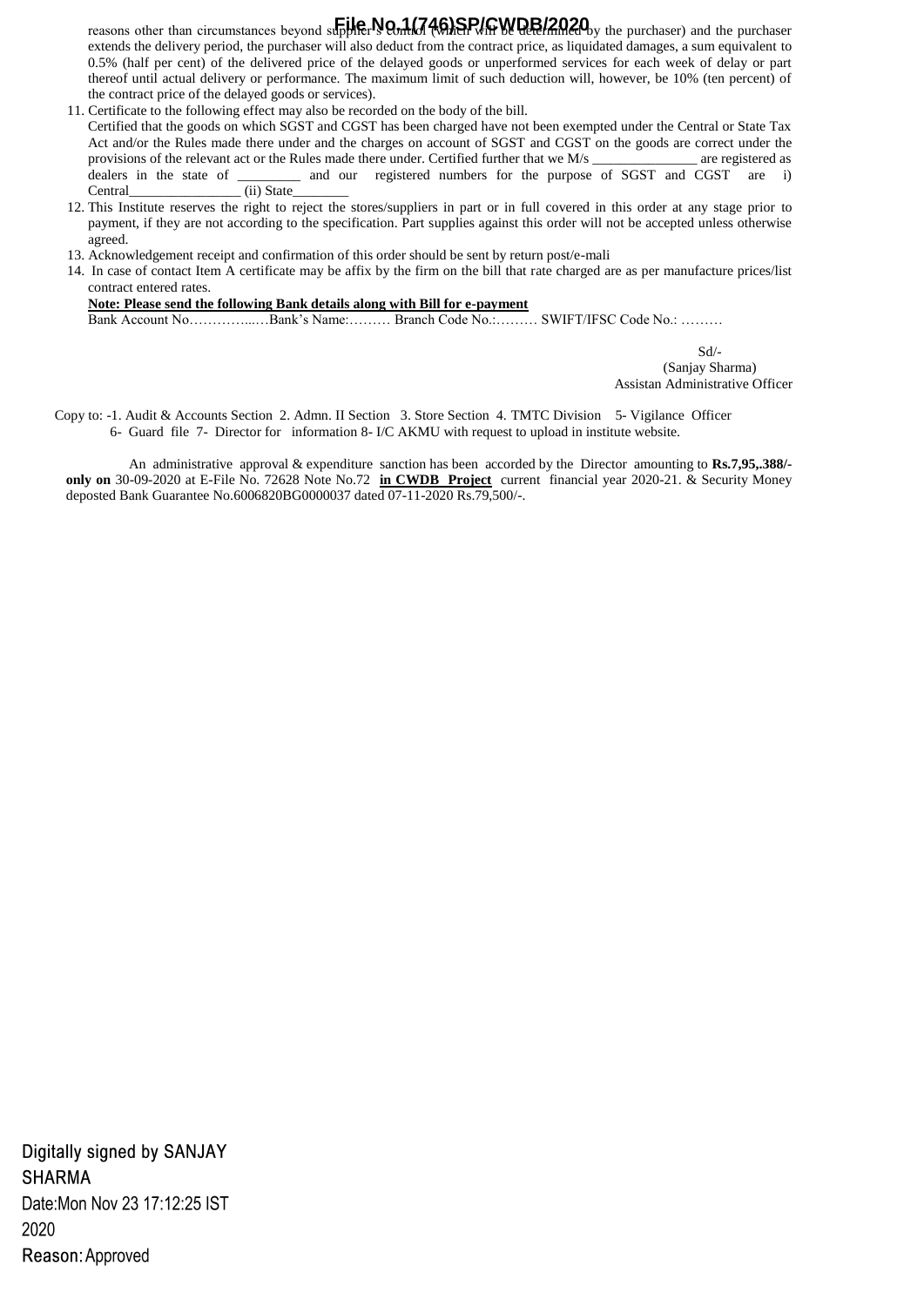reasons other than circumstances beyond supplier's control (which will be determined by the purchaser) and the purchaser extends the delivery period, the purchaser will also deduct from the contract price, as liquidated damages, a sum equivalent to 0.5% (half per cent) of the delivered price of the delayed goods or unperformed services for each week of delay or part thereof until actual delivery or performance. The maximum limit of such deduction will, however, be 10% (ten percent) of the contract price of the delayed goods or services).

11. Certificate to the following effect may also be recorded on the body of the bill.
    Certified that the goods on which SGST and CGST has been charged have not been exempted under the Central or State Tax Act and/or the Rules made there under and the charges on account of SGST and CGST on the goods are correct under the provisions of the relevant act or the Rules made there under. Certified further that we M/s _______________ are registered as dealers in the state of _________ and our registered numbers for the purpose of SGST and CGST are i) Central________________ (ii) State________
12. This Institute reserves the right to reject the stores/suppliers in part or in full covered in this order at any stage prior to payment, if they are not according to the specification. Part supplies against this order will not be accepted unless otherwise agreed.
13. Acknowledgement receipt and confirmation of this order should be sent by return post/e-mali
14. In case of contact Item A certificate may be affix by the firm on the bill that rate charged are as per manufacture prices/list contract entered rates.

**Note: Please send the following Bank details along with Bill for e-payment**

Bank Account No…………..…Bank's Name:……… Branch Code No.:……… SWIFT/IFSC Code No.: ………

Sd/-
(Sanjay Sharma)
Assistan Administrative Officer

Copy to: -1. Audit & Accounts Section 2. Admn. II Section 3. Store Section 4. TMTC Division 5- Vigilance Officer 6- Guard file 7- Director for information 8- I/C AKMU with request to upload in institute website.

An administrative approval & expenditure sanction has been accorded by the Director amounting to **Rs.7,95,.388/- only on** 30-09-2020 at E-File No. 72628 Note No.72 **in CWDB Project** current financial year 2020-21. & Security Money deposted Bank Guarantee No.6006820BG0000037 dated 07-11-2020 Rs.79,500/-.

Digitally signed by SANJAY SHARMA
Date:Mon Nov 23 17:12:25 IST 2020
Reason: Approved